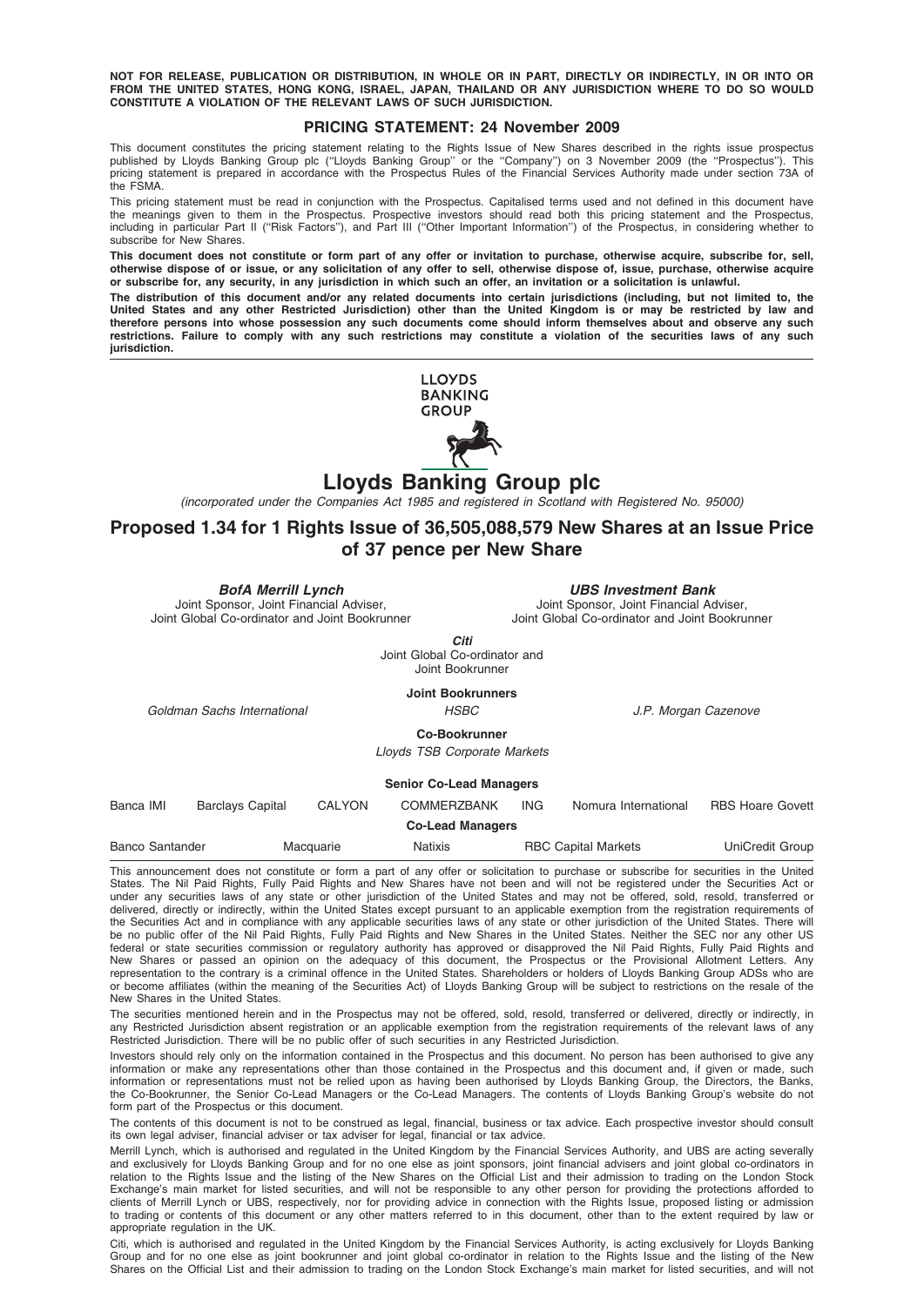**NOT FOR RELEASE, PUBLICATION OR DISTRIBUTION, IN WHOLE OR IN PART, DIRECTLY OR INDIRECTLY, IN OR INTO OR FROM THE UNITED STATES, HONG KONG, ISRAEL, JAPAN, THAILAND OR ANY JURISDICTION WHERE TO DO SO WOULD CONSTITUTE A VIOLATION OF THE RELEVANT LAWS OF SUCH JURISDICTION.**

## PRICING STATEMENT: 24 November 2009

This document constitutes the pricing statement relating to the Rights Issue of New Shares described in the rights issue prospectus published by Lloyds Banking Group plc (''Lloyds Banking Group'' or the ''Company'') on 3 November 2009 (the ''Prospectus''). This pricing statement is prepared in accordance with the Prospectus Rules of the Financial Services Authority made under section 73A of the FSMA.

This pricing statement must be read in conjunction with the Prospectus. Capitalised terms used and not defined in this document have the meanings given to them in the Prospectus. Prospective investors should read both this pricing statement and the Prospectus, including in particular Part II (''Risk Factors''), and Part III (''Other Important Information'') of the Prospectus, in considering whether to subscribe for New Shares.

**This document does not constitute or form part of any offer or invitation to purchase, otherwise acquire, subscribe for, sell, otherwise dispose of or issue, or any solicitation of any offer to sell, otherwise dispose of, issue, purchase, otherwise acquire or subscribe for, any security, in any jurisdiction in which such an offer, an invitation or a solicitation is unlawful.**

**The distribution of this document and/or any related documents into certain jurisdictions (including, but not limited to, the United States and any other Restricted Jurisdiction) other than the United Kingdom is or may be restricted by law and therefore persons into whose possession any such documents come should inform themselves about and observe any such restrictions. Failure to comply with any such restrictions may constitute a violation of the securities laws of any such jurisdiction.**

LLOYDS BANKING GROUP

# Lloyds Banking Group plc

*(incorporated under the Companies Act 1985 and registered in Scotland with Registered No. 95000)*

## Proposed 1.34 for 1 Rights Issue of 36,505,088,579 New Shares at an Issue Price of 37 pence per New Share

***BofA Merrill Lynch***
Joint Sponsor, Joint Financial Adviser, Joint Global Co-ordinator and Joint Bookrunner

***UBS Investment Bank***
Joint Sponsor, Joint Financial Adviser, Joint Global Co-ordinator and Joint Bookrunner

***Citi***
Joint Global Co-ordinator and Joint Bookrunner

**Joint Bookrunners**

*Goldman Sachs International* | *HSBC* | *J.P. Morgan Cazenove*

**Co-Bookrunner**

*Lloyds TSB Corporate Markets*

**Senior Co-Lead Managers**

Banca IMI | Barclays Capital | CALYON | COMMERZBANK | ING | Nomura International | RBS Hoare Govett

**Co-Lead Managers**

Banco Santander | Macquarie | Natixis | RBC Capital Markets | UniCredit Group

This announcement does not constitute or form a part of any offer or solicitation to purchase or subscribe for securities in the United States. The Nil Paid Rights, Fully Paid Rights and New Shares have not been and will not be registered under the Securities Act or under any securities laws of any state or other jurisdiction of the United States and may not be offered, sold, resold, transferred or delivered, directly or indirectly, within the United States except pursuant to an applicable exemption from the registration requirements of the Securities Act and in compliance with any applicable securities laws of any state or other jurisdiction of the United States. There will be no public offer of the Nil Paid Rights, Fully Paid Rights and New Shares in the United States. Neither the SEC nor any other US federal or state securities commission or regulatory authority has approved or disapproved the Nil Paid Rights, Fully Paid Rights and New Shares or passed an opinion on the adequacy of this document, the Prospectus or the Provisional Allotment Letters. Any representation to the contrary is a criminal offence in the United States. Shareholders or holders of Lloyds Banking Group ADSs who are or become affiliates (within the meaning of the Securities Act) of Lloyds Banking Group will be subject to restrictions on the resale of the New Shares in the United States.

The securities mentioned herein and in the Prospectus may not be offered, sold, resold, transferred or delivered, directly or indirectly, in any Restricted Jurisdiction absent registration or an applicable exemption from the registration requirements of the relevant laws of any Restricted Jurisdiction. There will be no public offer of such securities in any Restricted Jurisdiction.

Investors should rely only on the information contained in the Prospectus and this document. No person has been authorised to give any information or make any representations other than those contained in the Prospectus and this document and, if given or made, such information or representations must not be relied upon as having been authorised by Lloyds Banking Group, the Directors, the Banks, the Co-Bookrunner, the Senior Co-Lead Managers or the Co-Lead Managers. The contents of Lloyds Banking Group's website do not form part of the Prospectus or this document.

The contents of this document is not to be construed as legal, financial, business or tax advice. Each prospective investor should consult its own legal adviser, financial adviser or tax adviser for legal, financial or tax advice.

Merrill Lynch, which is authorised and regulated in the United Kingdom by the Financial Services Authority, and UBS are acting severally and exclusively for Lloyds Banking Group and for no one else as joint sponsors, joint financial advisers and joint global co-ordinators in relation to the Rights Issue and the listing of the New Shares on the Official List and their admission to trading on the London Stock Exchange's main market for listed securities, and will not be responsible to any other person for providing the protections afforded to clients of Merrill Lynch or UBS, respectively, nor for providing advice in connection with the Rights Issue, proposed listing or admission to trading or contents of this document or any other matters referred to in this document, other than to the extent required by law or appropriate regulation in the UK.

Citi, which is authorised and regulated in the United Kingdom by the Financial Services Authority, is acting exclusively for Lloyds Banking Group and for no one else as joint bookrunner and joint global co-ordinator in relation to the Rights Issue and the listing of the New Shares on the Official List and their admission to trading on the London Stock Exchange's main market for listed securities, and will not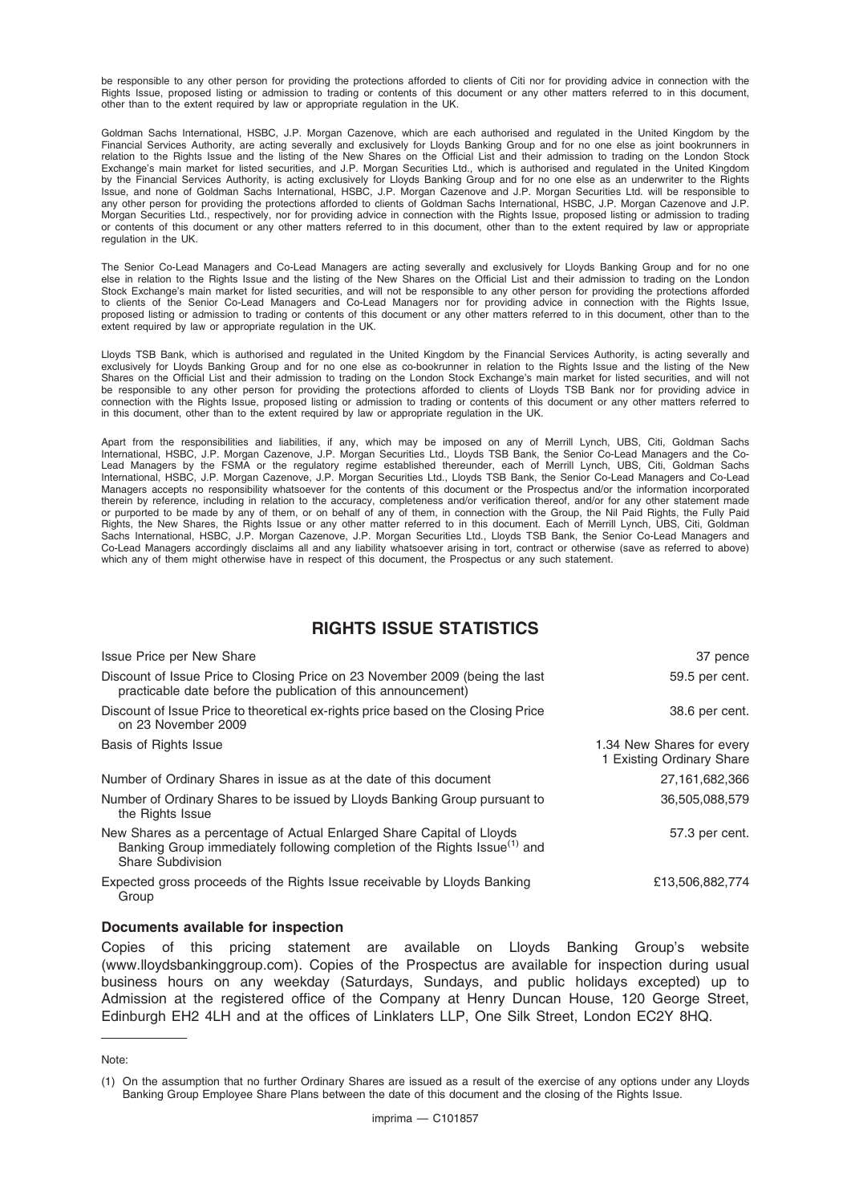be responsible to any other person for providing the protections afforded to clients of Citi nor for providing advice in connection with the Rights Issue, proposed listing or admission to trading or contents of this document or any other matters referred to in this document, other than to the extent required by law or appropriate regulation in the UK.

Goldman Sachs International, HSBC, J.P. Morgan Cazenove, which are each authorised and regulated in the United Kingdom by the Financial Services Authority, are acting severally and exclusively for Lloyds Banking Group and for no one else as joint bookrunners in relation to the Rights Issue and the listing of the New Shares on the Official List and their admission to trading on the London Stock Exchange's main market for listed securities, and J.P. Morgan Securities Ltd., which is authorised and regulated in the United Kingdom by the Financial Services Authority, is acting exclusively for Lloyds Banking Group and for no one else as an underwriter to the Rights Issue, and none of Goldman Sachs International, HSBC, J.P. Morgan Cazenove and J.P. Morgan Securities Ltd. will be responsible to any other person for providing the protections afforded to clients of Goldman Sachs International, HSBC, J.P. Morgan Cazenove and J.P. Morgan Securities Ltd., respectively, nor for providing advice in connection with the Rights Issue, proposed listing or admission to trading or contents of this document or any other matters referred to in this document, other than to the extent required by law or appropriate regulation in the UK.

The Senior Co-Lead Managers and Co-Lead Managers are acting severally and exclusively for Lloyds Banking Group and for no one else in relation to the Rights Issue and the listing of the New Shares on the Official List and their admission to trading on the London Stock Exchange's main market for listed securities, and will not be responsible to any other person for providing the protections afforded to clients of the Senior Co-Lead Managers and Co-Lead Managers nor for providing advice in connection with the Rights Issue, proposed listing or admission to trading or contents of this document or any other matters referred to in this document, other than to the extent required by law or appropriate regulation in the UK.

Lloyds TSB Bank, which is authorised and regulated in the United Kingdom by the Financial Services Authority, is acting severally and exclusively for Lloyds Banking Group and for no one else as co-bookrunner in relation to the Rights Issue and the listing of the New Shares on the Official List and their admission to trading on the London Stock Exchange's main market for listed securities, and will not be responsible to any other person for providing the protections afforded to clients of Lloyds TSB Bank nor for providing advice in connection with the Rights Issue, proposed listing or admission to trading or contents of this document or any other matters referred to in this document, other than to the extent required by law or appropriate regulation in the UK.

Apart from the responsibilities and liabilities, if any, which may be imposed on any of Merrill Lynch, UBS, Citi, Goldman Sachs International, HSBC, J.P. Morgan Cazenove, J.P. Morgan Securities Ltd., Lloyds TSB Bank, the Senior Co-Lead Managers and the Co-Lead Managers by the FSMA or the regulatory regime established thereunder, each of Merrill Lynch, UBS, Citi, Goldman Sachs International, HSBC, J.P. Morgan Cazenove, J.P. Morgan Securities Ltd., Lloyds TSB Bank, the Senior Co-Lead Managers and Co-Lead Managers accepts no responsibility whatsoever for the contents of this document or the Prospectus and/or the information incorporated therein by reference, including in relation to the accuracy, completeness and/or verification thereof, and/or for any other statement made or purported to be made by any of them, or on behalf of any of them, in connection with the Group, the Nil Paid Rights, the Fully Paid Rights, the New Shares, the Rights Issue or any other matter referred to in this document. Each of Merrill Lynch, UBS, Citi, Goldman Sachs International, HSBC, J.P. Morgan Cazenove, J.P. Morgan Securities Ltd., Lloyds TSB Bank, the Senior Co-Lead Managers and Co-Lead Managers accordingly disclaims all and any liability whatsoever arising in tort, contract or otherwise (save as referred to above) which any of them might otherwise have in respect of this document, the Prospectus or any such statement.

## RIGHTS ISSUE STATISTICS

| | |
|---|---|
| Issue Price per New Share | 37 pence |
| Discount of Issue Price to Closing Price on 23 November 2009 (being the last practicable date before the publication of this announcement) | 59.5 per cent. |
| Discount of Issue Price to theoretical ex-rights price based on the Closing Price on 23 November 2009 | 38.6 per cent. |
| Basis of Rights Issue | 1.34 New Shares for every 1 Existing Ordinary Share |
| Number of Ordinary Shares in issue as at the date of this document | 27,161,682,366 |
| Number of Ordinary Shares to be issued by Lloyds Banking Group pursuant to the Rights Issue | 36,505,088,579 |
| New Shares as a percentage of Actual Enlarged Share Capital of Lloyds Banking Group immediately following completion of the Rights Issue[1] and Share Subdivision | 57.3 per cent. |
| Expected gross proceeds of the Rights Issue receivable by Lloyds Banking Group | £13,506,882,774 |

### Documents available for inspection

Copies of this pricing statement are available on Lloyds Banking Group's website (www.lloydsbankinggroup.com). Copies of the Prospectus are available for inspection during usual business hours on any weekday (Saturdays, Sundays, and public holidays excepted) up to Admission at the registered office of the Company at Henry Duncan House, 120 George Street, Edinburgh EH2 4LH and at the offices of Linklaters LLP, One Silk Street, London EC2Y 8HQ.

Note:

(1) On the assumption that no further Ordinary Shares are issued as a result of the exercise of any options under any Lloyds Banking Group Employee Share Plans between the date of this document and the closing of the Rights Issue.